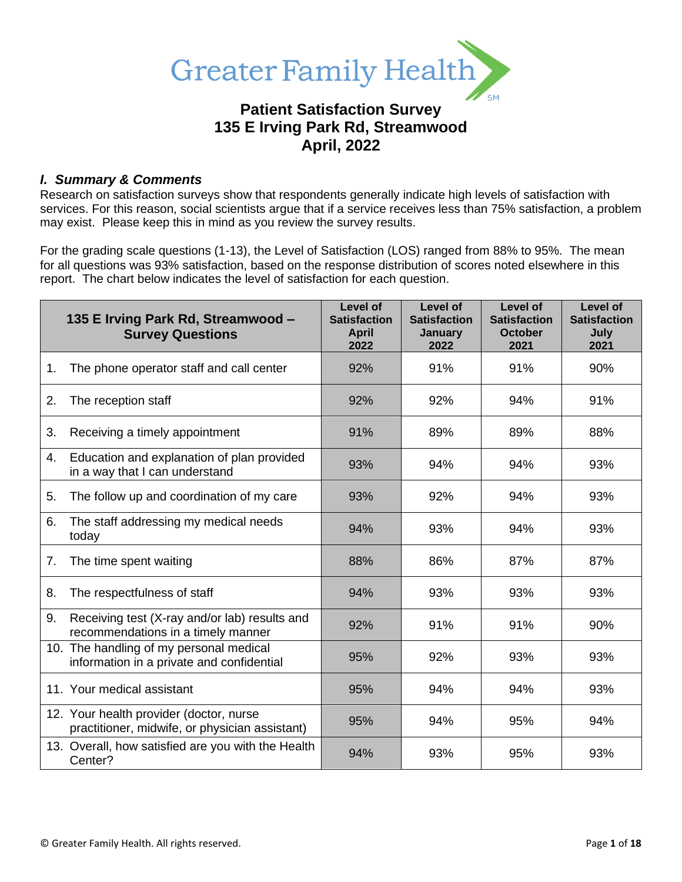Greater Family Health[SM]

# Patient Satisfaction Survey
# 135 E Irving Park Rd, Streamwood
# April, 2022

### *I. Summary & Comments*

Research on satisfaction surveys show that respondents generally indicate high levels of satisfaction with services. For this reason, social scientists argue that if a service receives less than 75% satisfaction, a problem may exist. Please keep this in mind as you review the survey results.

For the grading scale questions (1-13), the Level of Satisfaction (LOS) ranged from 88% to 95%. The mean for all questions was 93% satisfaction, based on the response distribution of scores noted elsewhere in this report. The chart below indicates the level of satisfaction for each question.

| 135 E Irving Park Rd, Streamwood – Survey Questions | Level of Satisfaction April 2022 | Level of Satisfaction January 2022 | Level of Satisfaction October 2021 | Level of Satisfaction July 2021 |
|---|---|---|---|---|
| 1. The phone operator staff and call center | 92% | 91% | 91% | 90% |
| 2. The reception staff | 92% | 92% | 94% | 91% |
| 3. Receiving a timely appointment | 91% | 89% | 89% | 88% |
| 4. Education and explanation of plan provided in a way that I can understand | 93% | 94% | 94% | 93% |
| 5. The follow up and coordination of my care | 93% | 92% | 94% | 93% |
| 6. The staff addressing my medical needs today | 94% | 93% | 94% | 93% |
| 7. The time spent waiting | 88% | 86% | 87% | 87% |
| 8. The respectfulness of staff | 94% | 93% | 93% | 93% |
| 9. Receiving test (X-ray and/or lab) results and recommendations in a timely manner | 92% | 91% | 91% | 90% |
| 10. The handling of my personal medical information in a private and confidential | 95% | 92% | 93% | 93% |
| 11. Your medical assistant | 95% | 94% | 94% | 93% |
| 12. Your health provider (doctor, nurse practitioner, midwife, or physician assistant) | 95% | 94% | 95% | 94% |
| 13. Overall, how satisfied are you with the Health Center? | 94% | 93% | 95% | 93% |

© Greater Family Health. All rights reserved.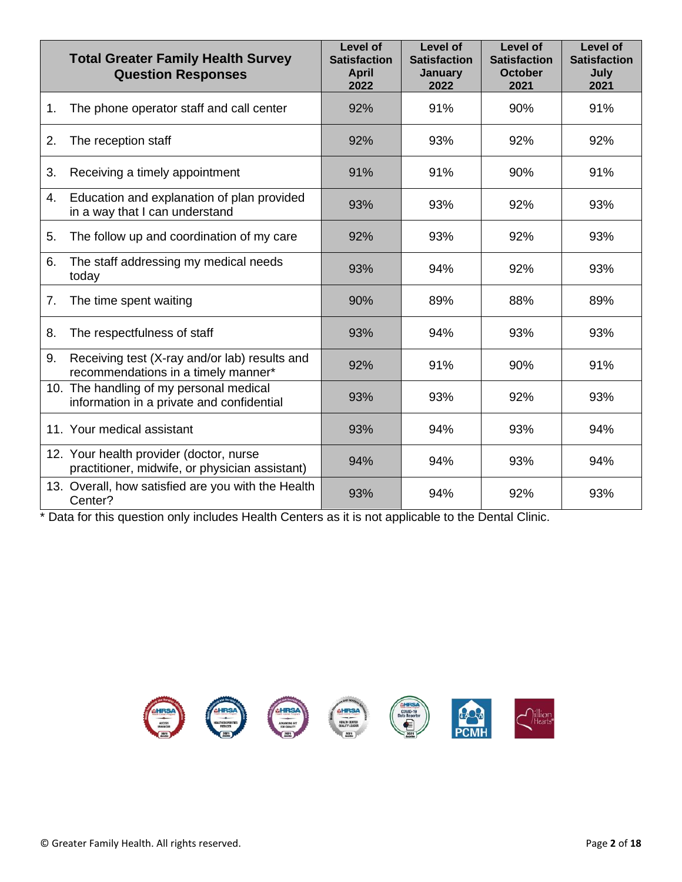| Total Greater Family Health Survey Question Responses | Level of Satisfaction April 2022 | Level of Satisfaction January 2022 | Level of Satisfaction October 2021 | Level of Satisfaction July 2021 |
|---|---|---|---|---|
| 1. The phone operator staff and call center | 92% | 91% | 90% | 91% |
| 2. The reception staff | 92% | 93% | 92% | 92% |
| 3. Receiving a timely appointment | 91% | 91% | 90% | 91% |
| 4. Education and explanation of plan provided in a way that I can understand | 93% | 93% | 92% | 93% |
| 5. The follow up and coordination of my care | 92% | 93% | 92% | 93% |
| 6. The staff addressing my medical needs today | 93% | 94% | 92% | 93% |
| 7. The time spent waiting | 90% | 89% | 88% | 89% |
| 8. The respectfulness of staff | 93% | 94% | 93% | 93% |
| 9. Receiving test (X-ray and/or lab) results and recommendations in a timely manner* | 92% | 91% | 90% | 91% |
| 10. The handling of my personal medical information in a private and confidential | 93% | 93% | 92% | 93% |
| 11. Your medical assistant | 93% | 94% | 93% | 94% |
| 12. Your health provider (doctor, nurse practitioner, midwife, or physician assistant) | 94% | 94% | 93% | 94% |
| 13. Overall, how satisfied are you with the Health Center? | 93% | 94% | 92% | 93% |

* Data for this question only includes Health Centers as it is not applicable to the Dental Clinic.

© Greater Family Health. All rights reserved.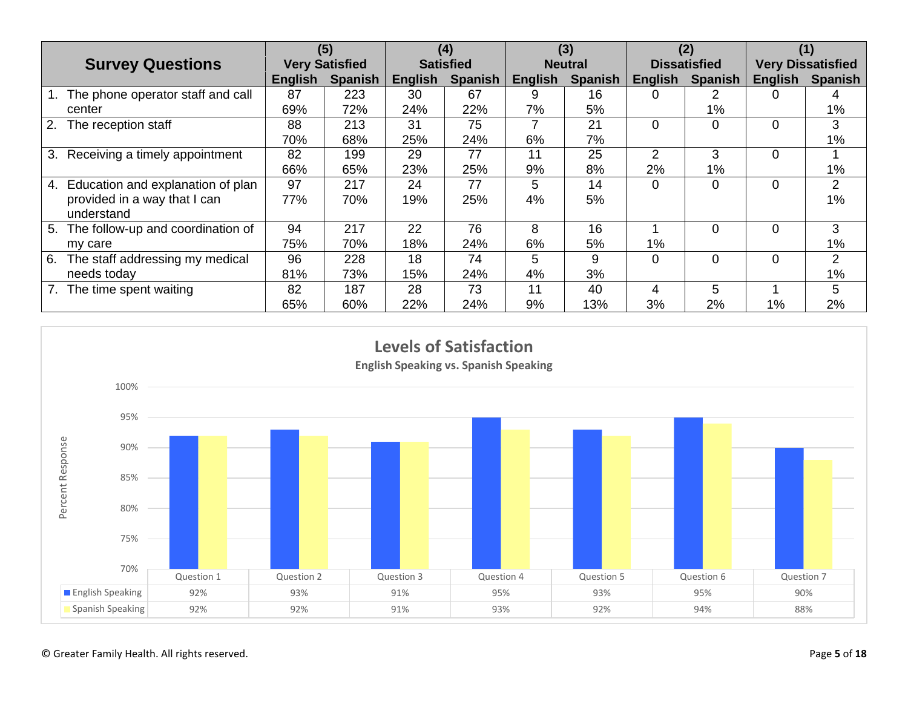| Survey Questions | (5) Very Satisfied | | (4) Satisfied | | (3) Neutral | | (2) Dissatisfied | | (1) Very Dissatisfied | |
|---|---|---|---|---|---|---|---|---|---|---|
| | English | Spanish | English | Spanish | English | Spanish | English | Spanish | English | Spanish |
| 1. The phone operator staff and call center | 87<br>69% | 223<br>72% | 30<br>24% | 67<br>22% | 9<br>7% | 16<br>5% | 0 | 2<br>1% | 0 | 4<br>1% |
| 2. The reception staff | 88<br>70% | 213<br>68% | 31<br>25% | 75<br>24% | 7<br>6% | 21<br>7% | 0 | 0 | 0 | 3<br>1% |
| 3. Receiving a timely appointment | 82<br>66% | 199<br>65% | 29<br>23% | 77<br>25% | 11<br>9% | 25<br>8% | 2<br>2% | 3<br>1% | 0 | 1<br>1% |
| 4. Education and explanation of plan provided in a way that I can understand | 97<br>77% | 217<br>70% | 24<br>19% | 77<br>25% | 5<br>4% | 14<br>5% | 0 | 0 | 0 | 2<br>1% |
| 5. The follow-up and coordination of my care | 94<br>75% | 217<br>70% | 22<br>18% | 76<br>24% | 8<br>6% | 16<br>5% | 1<br>1% | 0 | 0 | 3<br>1% |
| 6. The staff addressing my medical needs today | 96<br>81% | 228<br>73% | 18<br>15% | 74<br>24% | 5<br>4% | 9<br>3% | 0 | 0 | 0 | 2<br>1% |
| 7. The time spent waiting | 82<br>65% | 187<br>60% | 28<br>22% | 73<br>24% | 11<br>9% | 40<br>13% | 4<br>3% | 5<br>2% | 1<br>1% | 5<br>2% |

**Levels of Satisfaction**

**English Speaking vs. Spanish Speaking**

| | Question 1 | Question 2 | Question 3 | Question 4 | Question 5 | Question 6 | Question 7 |
|---|---|---|---|---|---|---|---|
| English Speaking | 92% | 93% | 91% | 95% | 93% | 95% | 90% |
| Spanish Speaking | 92% | 92% | 91% | 93% | 92% | 94% | 88% |

© Greater Family Health. All rights reserved.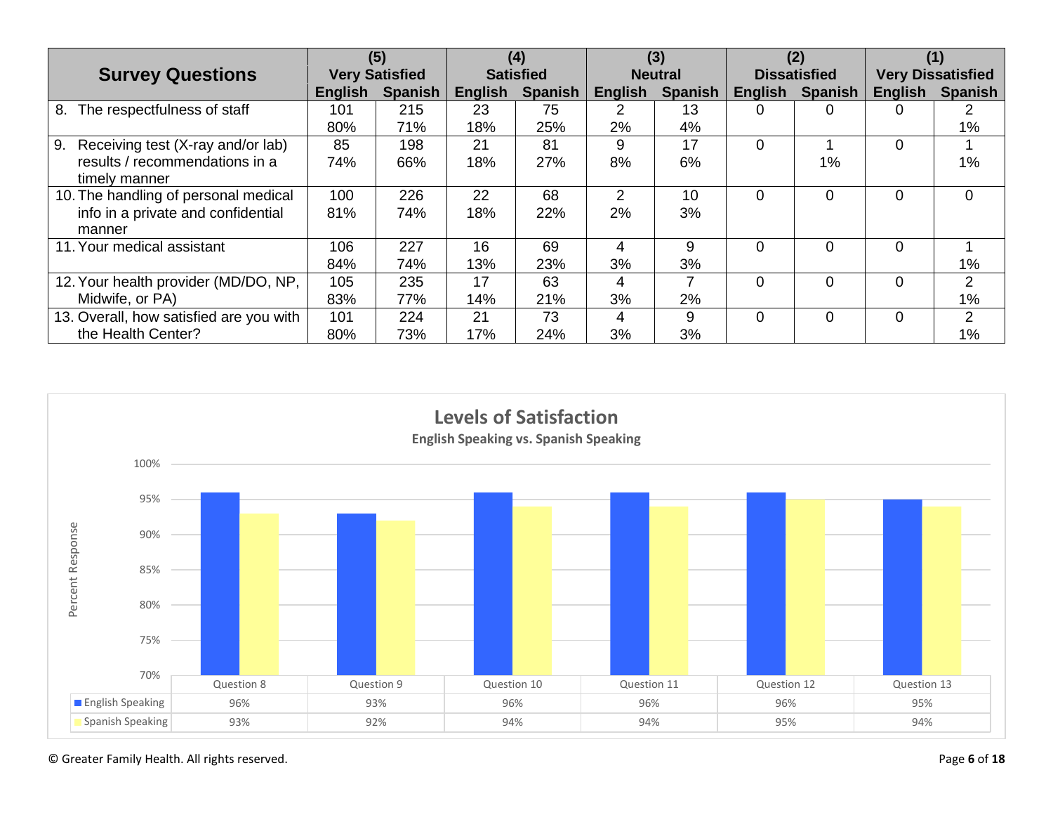| Survey Questions | (5) Very Satisfied | | (4) Satisfied | | (3) Neutral | | (2) Dissatisfied | | (1) Very Dissatisfied | |
|---|---|---|---|---|---|---|---|---|---|---|
| | English | Spanish | English | Spanish | English | Spanish | English | Spanish | English | Spanish |
| 8. The respectfulness of staff | 101<br>80% | 215<br>71% | 23<br>18% | 75<br>25% | 2<br>2% | 13<br>4% | 0 | 0 | 0 | 2<br>1% |
| 9. Receiving test (X-ray and/or lab) results / recommendations in a timely manner | 85<br>74% | 198<br>66% | 21<br>18% | 81<br>27% | 9<br>8% | 17<br>6% | 0 | 1<br>1% | 0 | 1<br>1% |
| 10. The handling of personal medical info in a private and confidential manner | 100<br>81% | 226<br>74% | 22<br>18% | 68<br>22% | 2<br>2% | 10<br>3% | 0 | 0 | 0 | 0 |
| 11. Your medical assistant | 106<br>84% | 227<br>74% | 16<br>13% | 69<br>23% | 4<br>3% | 9<br>3% | 0 | 0 | 0 | 1<br>1% |
| 12. Your health provider (MD/DO, NP, Midwife, or PA) | 105<br>83% | 235<br>77% | 17<br>14% | 63<br>21% | 4<br>3% | 7<br>2% | 0 | 0 | 0 | 2<br>1% |
| 13. Overall, how satisfied are you with the Health Center? | 101<br>80% | 224<br>73% | 21<br>17% | 73<br>24% | 4<br>3% | 9<br>3% | 0 | 0 | 0 | 2<br>1% |

**Levels of Satisfaction**

English Speaking vs. Spanish Speaking

| | Question 8 | Question 9 | Question 10 | Question 11 | Question 12 | Question 13 |
|---|---|---|---|---|---|---|
| English Speaking | 96% | 93% | 96% | 96% | 96% | 95% |
| Spanish Speaking | 93% | 92% | 94% | 94% | 95% | 94% |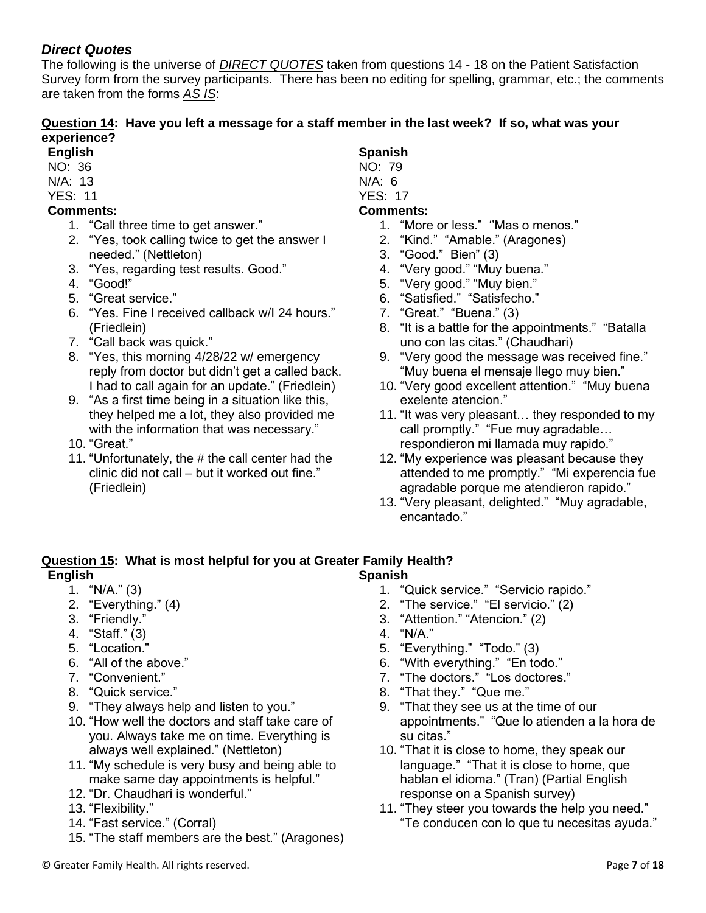### *Direct Quotes*

The following is the universe of ***DIRECT QUOTES*** taken from questions 14 - 18 on the Patient Satisfaction Survey form from the survey participants. There has been no editing for spelling, grammar, etc.; the comments are taken from the forms ***AS IS***:

**Question 14: Have you left a message for a staff member in the last week? If so, what was your experience?**

**English**

NO: 36
N/A: 13
YES: 11

**Comments:**

1. "Call three time to get answer."
2. "Yes, took calling twice to get the answer I needed." (Nettleton)
3. "Yes, regarding test results. Good."
4. "Good!"
5. "Great service."
6. "Yes. Fine I received callback w/I 24 hours." (Friedlein)
7. "Call back was quick."
8. "Yes, this morning 4/28/22 w/ emergency reply from doctor but didn't get a called back. I had to call again for an update." (Friedlein)
9. "As a first time being in a situation like this, they helped me a lot, they also provided me with the information that was necessary."
10. "Great."
11. "Unfortunately, the # the call center had the clinic did not call – but it worked out fine." (Friedlein)

**Spanish**

NO: 79
N/A: 6
YES: 17

**Comments:**

1. "More or less." ''Mas o menos."
2. "Kind." "Amable." (Aragones)
3. "Good." Bien" (3)
4. "Very good." "Muy buena."
5. "Very good." "Muy bien."
6. "Satisfied." "Satisfecho."
7. "Great." "Buena." (3)
8. "It is a battle for the appointments." "Batalla uno con las citas." (Chaudhari)
9. "Very good the message was received fine." "Muy buena el mensaje llego muy bien."
10. "Very good excellent attention." "Muy buena exelente atencion."
11. "It was very pleasant… they responded to my call promptly." "Fue muy agradable… respondieron mi llamada muy rapido."
12. "My experience was pleasant because they attended to me promptly." "Mi experencia fue agradable porque me atendieron rapido."
13. "Very pleasant, delighted." "Muy agradable, encantado."

**Question 15: What is most helpful for you at Greater Family Health?**

**English**

1. "N/A." (3)
2. "Everything." (4)
3. "Friendly."
4. "Staff." (3)
5. "Location."
6. "All of the above."
7. "Convenient."
8. "Quick service."
9. "They always help and listen to you."
10. "How well the doctors and staff take care of you. Always take me on time. Everything is always well explained." (Nettleton)
11. "My schedule is very busy and being able to make same day appointments is helpful."
12. "Dr. Chaudhari is wonderful."
13. "Flexibility."
14. "Fast service." (Corral)
15. "The staff members are the best." (Aragones)

**Spanish**

1. "Quick service." "Servicio rapido."
2. "The service." "El servicio." (2)
3. "Attention." "Atencion." (2)
4. "N/A."
5. "Everything." "Todo." (3)
6. "With everything." "En todo."
7. "The doctors." "Los doctores."
8. "That they." "Que me."
9. "That they see us at the time of our appointments." "Que lo atienden a la hora de su citas."
10. "That it is close to home, they speak our language." "That it is close to home, que hablan el idioma." (Tran) (Partial English response on a Spanish survey)
11. "They steer you towards the help you need." "Te conducen con lo que tu necesitas ayuda."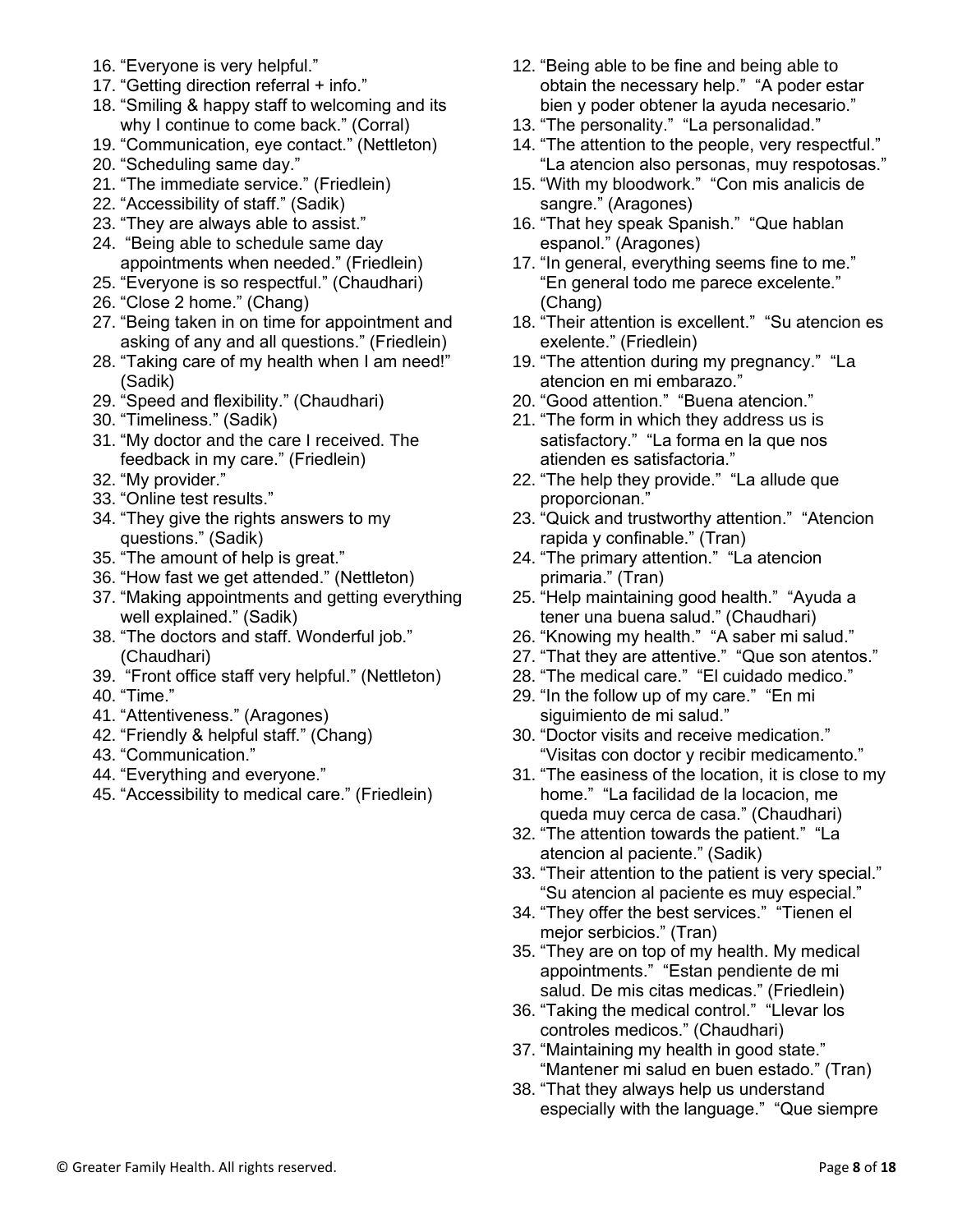16. "Everyone is very helpful."
17. "Getting direction referral + info."
18. "Smiling & happy staff to welcoming and its why I continue to come back." (Corral)
19. "Communication, eye contact." (Nettleton)
20. "Scheduling same day."
21. "The immediate service." (Friedlein)
22. "Accessibility of staff." (Sadik)
23. "They are always able to assist."
24. "Being able to schedule same day appointments when needed." (Friedlein)
25. "Everyone is so respectful." (Chaudhari)
26. "Close 2 home." (Chang)
27. "Being taken in on time for appointment and asking of any and all questions." (Friedlein)
28. "Taking care of my health when I am need!" (Sadik)
29. "Speed and flexibility." (Chaudhari)
30. "Timeliness." (Sadik)
31. "My doctor and the care I received. The feedback in my care." (Friedlein)
32. "My provider."
33. "Online test results."
34. "They give the rights answers to my questions." (Sadik)
35. "The amount of help is great."
36. "How fast we get attended." (Nettleton)
37. "Making appointments and getting everything well explained." (Sadik)
38. "The doctors and staff. Wonderful job." (Chaudhari)
39. "Front office staff very helpful." (Nettleton)
40. "Time."
41. "Attentiveness." (Aragones)
42. "Friendly & helpful staff." (Chang)
43. "Communication."
44. "Everything and everyone."
45. "Accessibility to medical care." (Friedlein)

12. "Being able to be fine and being able to obtain the necessary help." "A poder estar bien y poder obtener la ayuda necesario."
13. "The personality." "La personalidad."
14. "The attention to the people, very respectful." "La atencion also personas, muy respotosas."
15. "With my bloodwork." "Con mis analicis de sangre." (Aragones)
16. "That hey speak Spanish." "Que hablan espanol." (Aragones)
17. "In general, everything seems fine to me." "En general todo me parece excelente." (Chang)
18. "Their attention is excellent." "Su atencion es exelente." (Friedlein)
19. "The attention during my pregnancy." "La atencion en mi embarazo."
20. "Good attention." "Buena atencion."
21. "The form in which they address us is satisfactory." "La forma en la que nos atienden es satisfactoria."
22. "The help they provide." "La allude que proporcionan."
23. "Quick and trustworthy attention." "Atencion rapida y confinable." (Tran)
24. "The primary attention." "La atencion primaria." (Tran)
25. "Help maintaining good health." "Ayuda a tener una buena salud." (Chaudhari)
26. "Knowing my health." "A saber mi salud."
27. "That they are attentive." "Que son atentos."
28. "The medical care." "El cuidado medico."
29. "In the follow up of my care." "En mi siguimiento de mi salud."
30. "Doctor visits and receive medication." "Visitas con doctor y recibir medicamento."
31. "The easiness of the location, it is close to my home." "La facilidad de la locacion, me queda muy cerca de casa." (Chaudhari)
32. "The attention towards the patient." "La atencion al paciente." (Sadik)
33. "Their attention to the patient is very special." "Su atencion al paciente es muy especial."
34. "They offer the best services." "Tienen el mejor serbicios." (Tran)
35. "They are on top of my health. My medical appointments." "Estan pendiente de mi salud. De mis citas medicas." (Friedlein)
36. "Taking the medical control." "Llevar los controles medicos." (Chaudhari)
37. "Maintaining my health in good state." "Mantener mi salud en buen estado." (Tran)
38. "That they always help us understand especially with the language." "Que siempre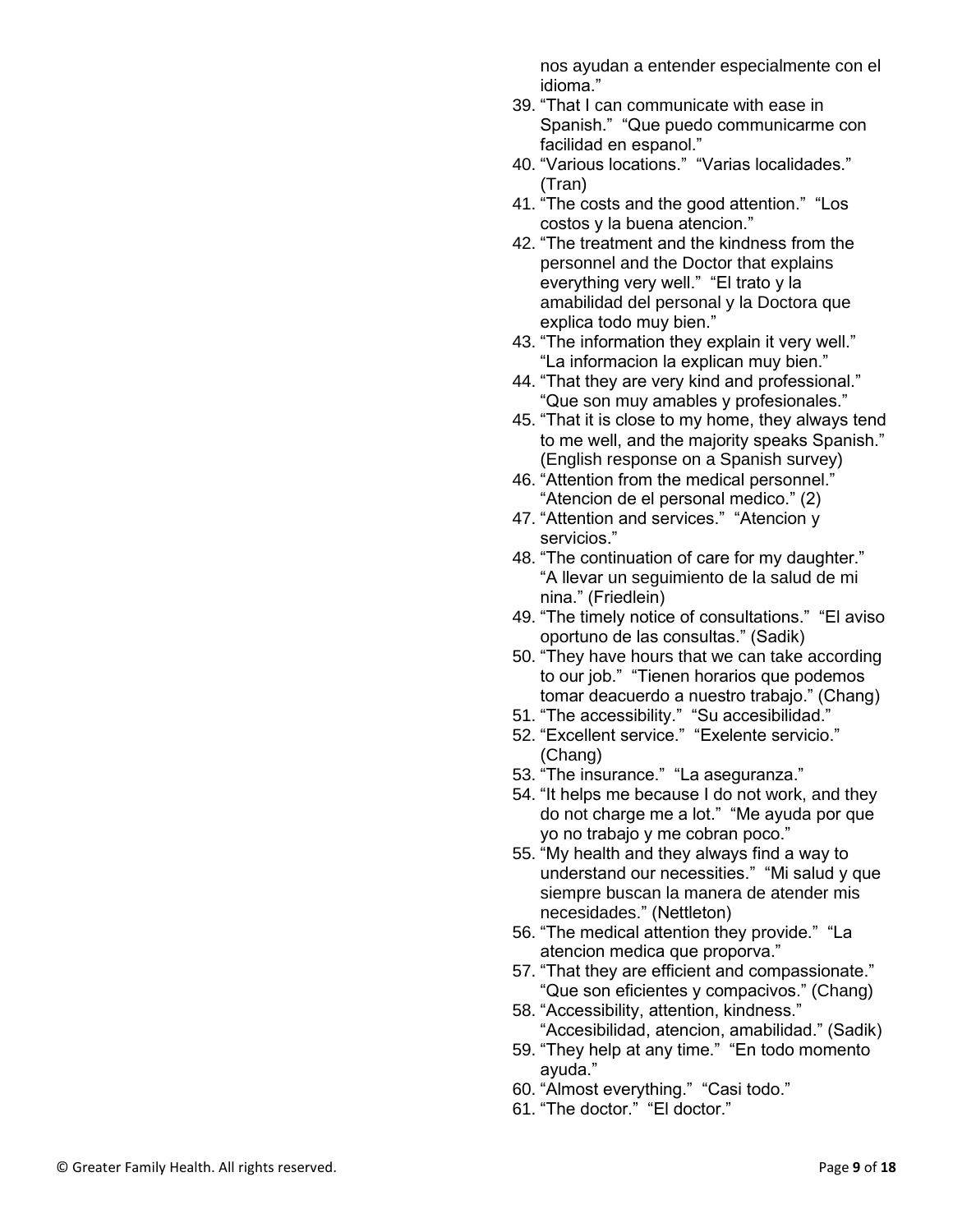nos ayudan a entender especialmente con el idioma."

39. "That I can communicate with ease in Spanish." "Que puedo communicarme con facilidad en espanol."
40. "Various locations." "Varias localidades." (Tran)
41. "The costs and the good attention." "Los costos y la buena atencion."
42. "The treatment and the kindness from the personnel and the Doctor that explains everything very well." "El trato y la amabilidad del personal y la Doctora que explica todo muy bien."
43. "The information they explain it very well." "La informacion la explican muy bien."
44. "That they are very kind and professional." "Que son muy amables y profesionales."
45. "That it is close to my home, they always tend to me well, and the majority speaks Spanish." (English response on a Spanish survey)
46. "Attention from the medical personnel." "Atencion de el personal medico." (2)
47. "Attention and services." "Atencion y servicios."
48. "The continuation of care for my daughter." "A llevar un seguimiento de la salud de mi nina." (Friedlein)
49. "The timely notice of consultations." "El aviso oportuno de las consultas." (Sadik)
50. "They have hours that we can take according to our job." "Tienen horarios que podemos tomar deacuerdo a nuestro trabajo." (Chang)
51. "The accessibility." "Su accesibilidad."
52. "Excellent service." "Exelente servicio." (Chang)
53. "The insurance." "La aseguranza."
54. "It helps me because I do not work, and they do not charge me a lot." "Me ayuda por que yo no trabajo y me cobran poco."
55. "My health and they always find a way to understand our necessities." "Mi salud y que siempre buscan la manera de atender mis necesidades." (Nettleton)
56. "The medical attention they provide." "La atencion medica que proporva."
57. "That they are efficient and compassionate." "Que son eficientes y compacivos." (Chang)
58. "Accessibility, attention, kindness." "Accesibilidad, atencion, amabilidad." (Sadik)
59. "They help at any time." "En todo momento ayuda."
60. "Almost everything." "Casi todo."
61. "The doctor." "El doctor."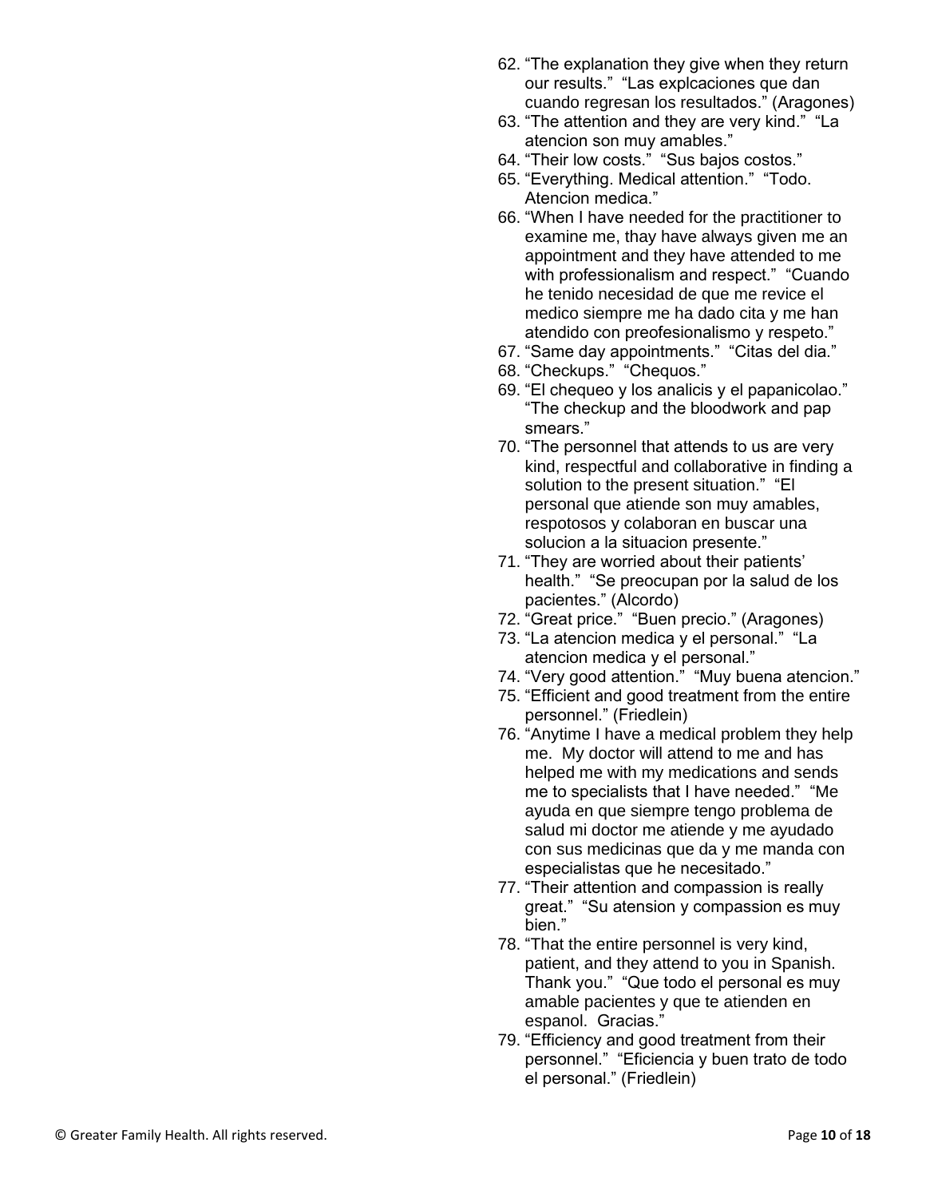62. "The explanation they give when they return our results." "Las explcaciones que dan cuando regresan los resultados." (Aragones)
63. "The attention and they are very kind." "La atencion son muy amables."
64. "Their low costs." "Sus bajos costos."
65. "Everything. Medical attention." "Todo. Atencion medica."
66. "When I have needed for the practitioner to examine me, thay have always given me an appointment and they have attended to me with professionalism and respect." "Cuando he tenido necesidad de que me revice el medico siempre me ha dado cita y me han atendido con preofesionalismo y respeto."
67. "Same day appointments." "Citas del dia."
68. "Checkups." "Chequos."
69. "El chequeo y los analicis y el papanicolao." "The checkup and the bloodwork and pap smears."
70. "The personnel that attends to us are very kind, respectful and collaborative in finding a solution to the present situation." "El personal que atiende son muy amables, respotosos y colaboran en buscar una solucion a la situacion presente."
71. "They are worried about their patients' health." "Se preocupan por la salud de los pacientes." (Alcordo)
72. "Great price." "Buen precio." (Aragones)
73. "La atencion medica y el personal." "La atencion medica y el personal."
74. "Very good attention." "Muy buena atencion."
75. "Efficient and good treatment from the entire personnel." (Friedlein)
76. "Anytime I have a medical problem they help me. My doctor will attend to me and has helped me with my medications and sends me to specialists that I have needed." "Me ayuda en que siempre tengo problema de salud mi doctor me atiende y me ayudado con sus medicinas que da y me manda con especialistas que he necesitado."
77. "Their attention and compassion is really great." "Su atension y compassion es muy bien."
78. "That the entire personnel is very kind, patient, and they attend to you in Spanish. Thank you." "Que todo el personal es muy amable pacientes y que te atienden en espanol. Gracias."
79. "Efficiency and good treatment from their personnel." "Eficiencia y buen trato de todo el personal." (Friedlein)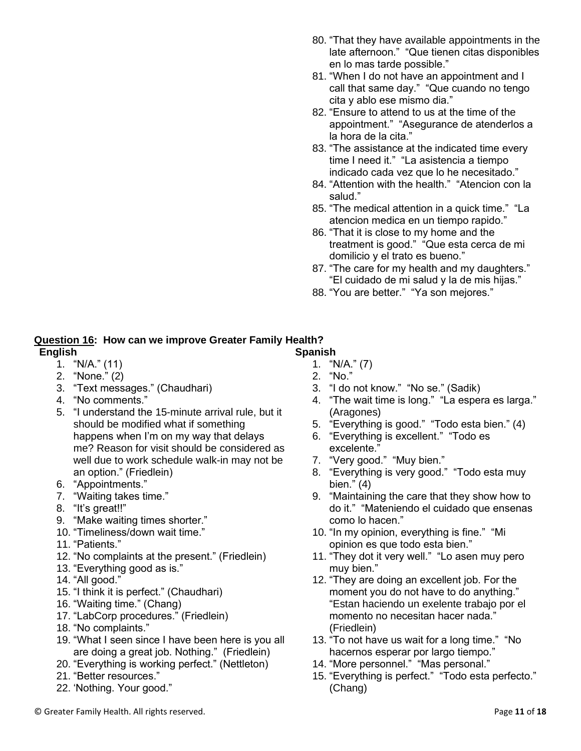80. “That they have available appointments in the late afternoon.” “Que tienen citas disponibles en lo mas tarde possible.”
81. “When I do not have an appointment and I call that same day.” “Que cuando no tengo cita y ablo ese mismo dia.”
82. “Ensure to attend to us at the time of the appointment.” “Asegurance de atenderlos a la hora de la cita.”
83. “The assistance at the indicated time every time I need it.” “La asistencia a tiempo indicado cada vez que lo he necesitado.”
84. “Attention with the health.” “Atencion con la salud.”
85. “The medical attention in a quick time.” “La atencion medica en un tiempo rapido.”
86. “That it is close to my home and the treatment is good.” “Que esta cerca de mi domilicio y el trato es bueno.”
87. “The care for my health and my daughters.” “El cuidado de mi salud y la de mis hijas.”
88. “You are better.” “Ya son mejores.”

**Question 16: How can we improve Greater Family Health?**

**English**

1. “N/A.” (11)
2. “None.” (2)
3. “Text messages.” (Chaudhari)
4. “No comments.”
5. “I understand the 15-minute arrival rule, but it should be modified what if something happens when I’m on my way that delays me? Reason for visit should be considered as well due to work schedule walk-in may not be an option.” (Friedlein)
6. “Appointments.”
7. “Waiting takes time.”
8. “It’s great!!”
9. “Make waiting times shorter.”
10. “Timeliness/down wait time.”
11. “Patients.”
12. “No complaints at the present.” (Friedlein)
13. “Everything good as is.”
14. “All good.”
15. “I think it is perfect.” (Chaudhari)
16. “Waiting time.” (Chang)
17. “LabCorp procedures.” (Friedlein)
18. “No complaints.”
19. “What I seen since I have been here is you all are doing a great job. Nothing.” (Friedlein)
20. “Everything is working perfect.” (Nettleton)
21. “Better resources.”
22. ‘Nothing. Your good.”

**Spanish**

1. “N/A.” (7)
2. “No.”
3. “I do not know.” “No se.” (Sadik)
4. “The wait time is long.” “La espera es larga.” (Aragones)
5. “Everything is good.” “Todo esta bien.” (4)
6. “Everything is excellent.” “Todo es excelente.”
7. “Very good.” “Muy bien.”
8. “Everything is very good.” “Todo esta muy bien.” (4)
9. “Maintaining the care that they show how to do it.” “Mateniendo el cuidado que ensenas como lo hacen.”
10. “In my opinion, everything is fine.” “Mi opinion es que todo esta bien.”
11. “They dot it very well.” “Lo asen muy pero muy bien.”
12. “They are doing an excellent job. For the moment you do not have to do anything.” “Estan haciendo un exelente trabajo por el momento no necesitan hacer nada.” (Friedlein)
13. “To not have us wait for a long time.” “No hacernos esperar por largo tiempo.”
14. “More personnel.” “Mas personal.”
15. “Everything is perfect.” “Todo esta perfecto.” (Chang)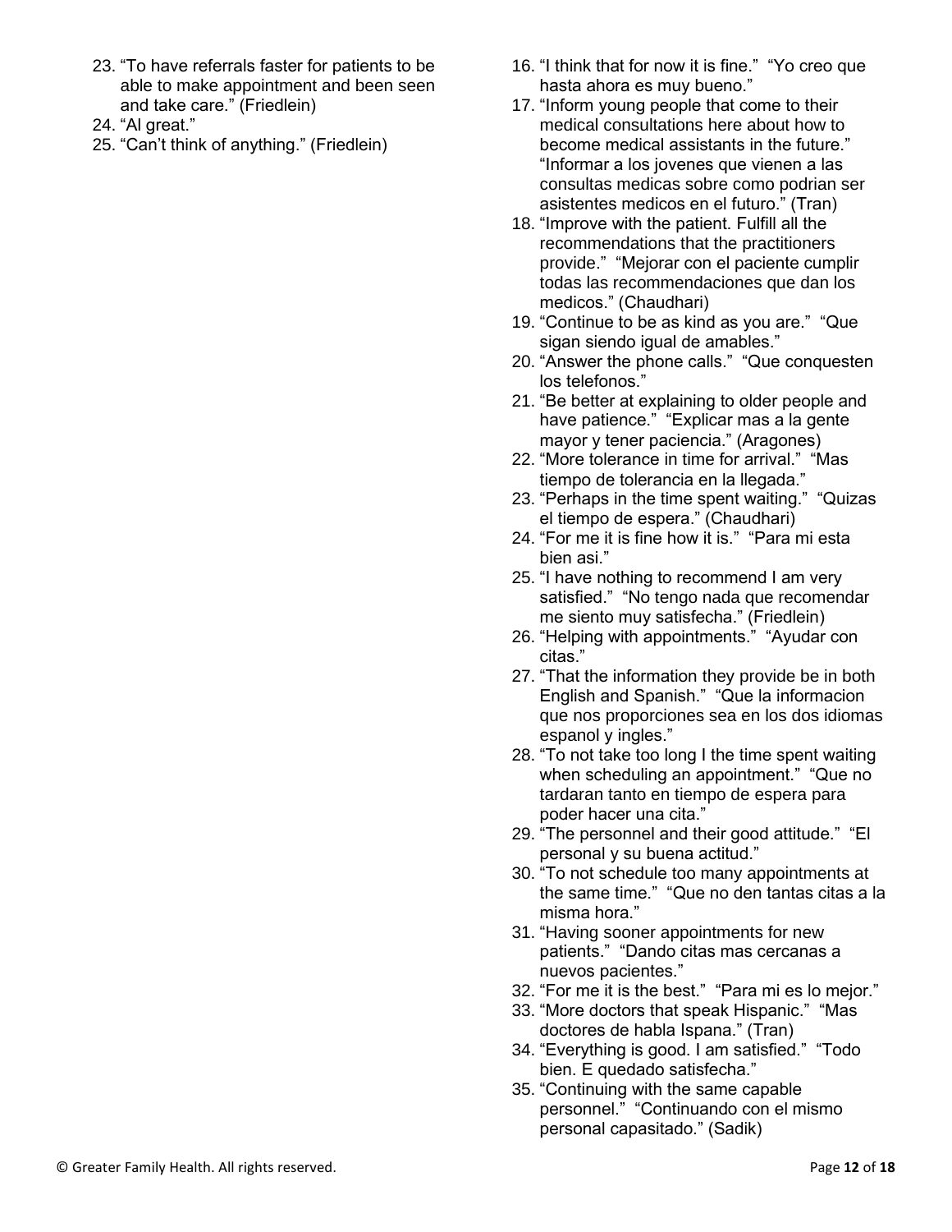23. "To have referrals faster for patients to be able to make appointment and been seen and take care." (Friedlein)
24. "Al great."
25. "Can't think of anything." (Friedlein)

16. "I think that for now it is fine." "Yo creo que hasta ahora es muy bueno."
17. "Inform young people that come to their medical consultations here about how to become medical assistants in the future." "Informar a los jovenes que vienen a las consultas medicas sobre como podrian ser asistentes medicos en el futuro." (Tran)
18. "Improve with the patient. Fulfill all the recommendations that the practitioners provide." "Mejorar con el paciente cumplir todas las recommendaciones que dan los medicos." (Chaudhari)
19. "Continue to be as kind as you are." "Que sigan siendo igual de amables."
20. "Answer the phone calls." "Que conquesten los telefonos."
21. "Be better at explaining to older people and have patience." "Explicar mas a la gente mayor y tener paciencia." (Aragones)
22. "More tolerance in time for arrival." "Mas tiempo de tolerancia en la llegada."
23. "Perhaps in the time spent waiting." "Quizas el tiempo de espera." (Chaudhari)
24. "For me it is fine how it is." "Para mi esta bien asi."
25. "I have nothing to recommend I am very satisfied." "No tengo nada que recomendar me siento muy satisfecha." (Friedlein)
26. "Helping with appointments." "Ayudar con citas."
27. "That the information they provide be in both English and Spanish." "Que la informacion que nos proporciones sea en los dos idiomas espanol y ingles."
28. "To not take too long I the time spent waiting when scheduling an appointment." "Que no tardaran tanto en tiempo de espera para poder hacer una cita."
29. "The personnel and their good attitude." "El personal y su buena actitud."
30. "To not schedule too many appointments at the same time." "Que no den tantas citas a la misma hora."
31. "Having sooner appointments for new patients." "Dando citas mas cercanas a nuevos pacientes."
32. "For me it is the best." "Para mi es lo mejor."
33. "More doctors that speak Hispanic." "Mas doctores de habla Ispana." (Tran)
34. "Everything is good. I am satisfied." "Todo bien. E quedado satisfecha."
35. "Continuing with the same capable personnel." "Continuando con el mismo personal capasitado." (Sadik)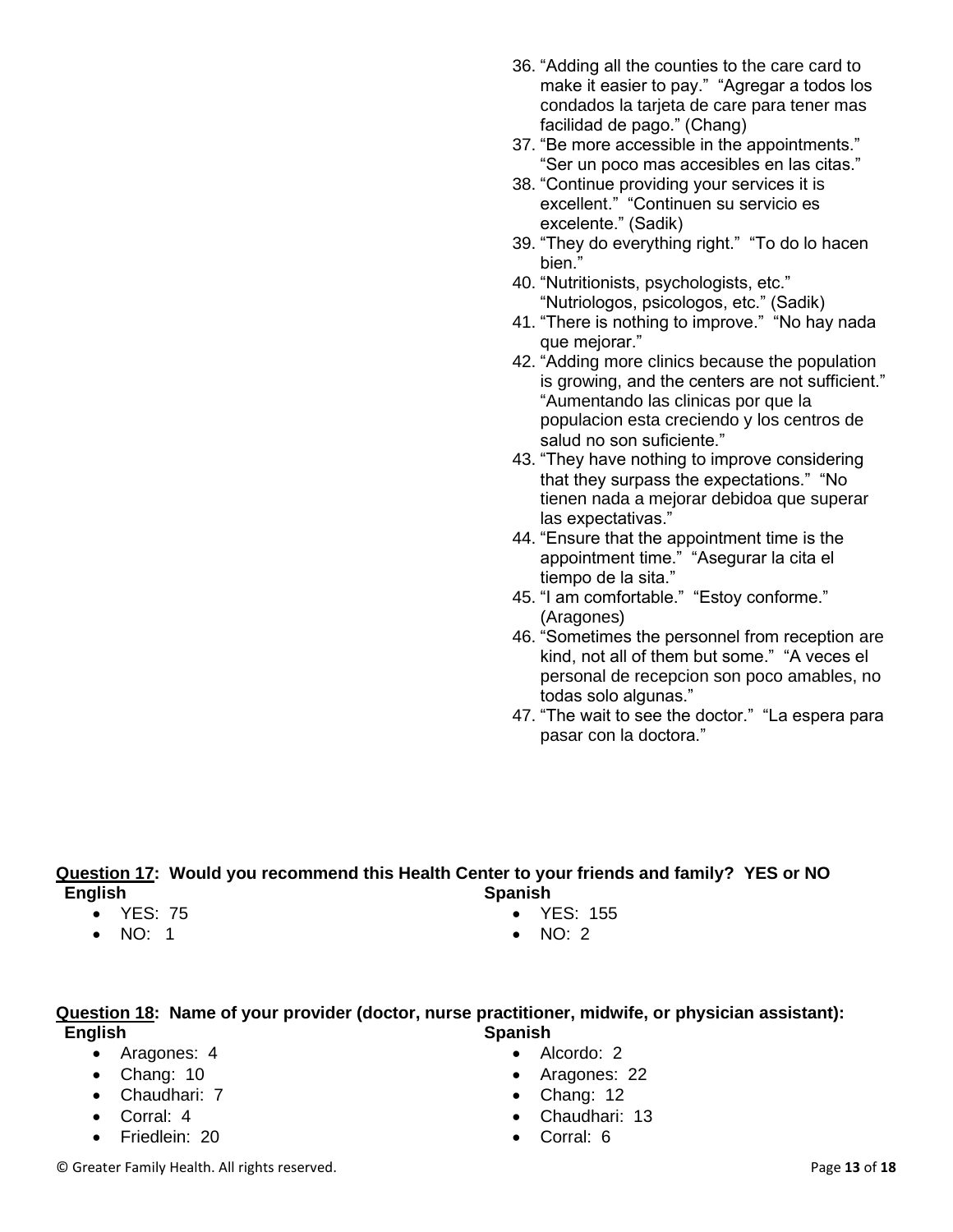36. "Adding all the counties to the care card to make it easier to pay." "Agregar a todos los condados la tarjeta de care para tener mas facilidad de pago." (Chang)
37. "Be more accessible in the appointments." "Ser un poco mas accesibles en las citas."
38. "Continue providing your services it is excellent." "Continuen su servicio es excelente." (Sadik)
39. "They do everything right." "To do lo hacen bien."
40. "Nutritionists, psychologists, etc." "Nutriologos, psicologos, etc." (Sadik)
41. "There is nothing to improve." "No hay nada que mejorar."
42. "Adding more clinics because the population is growing, and the centers are not sufficient." "Aumentando las clinicas por que la populacion esta creciendo y los centros de salud no son suficiente."
43. "They have nothing to improve considering that they surpass the expectations." "No tienen nada a mejorar debidoa que superar las expectativas."
44. "Ensure that the appointment time is the appointment time." "Asegurar la cita el tiempo de la sita."
45. "I am comfortable." "Estoy conforme." (Aragones)
46. "Sometimes the personnel from reception are kind, not all of them but some." "A veces el personal de recepcion son poco amables, no todas solo algunas."
47. "The wait to see the doctor." "La espera para pasar con la doctora."

**<u>Question 17</u>: Would you recommend this Health Center to your friends and family? YES or NO**

**English**

- YES: 75
- NO: 1

**Spanish**

- YES: 155
- NO: 2

**<u>Question 18</u>: Name of your provider (doctor, nurse practitioner, midwife, or physician assistant):**

**English**

- Aragones: 4
- Chang: 10
- Chaudhari: 7
- Corral: 4
- Friedlein: 20

**Spanish**

- Alcordo: 2
- Aragones: 22
- Chang: 12
- Chaudhari: 13
- Corral: 6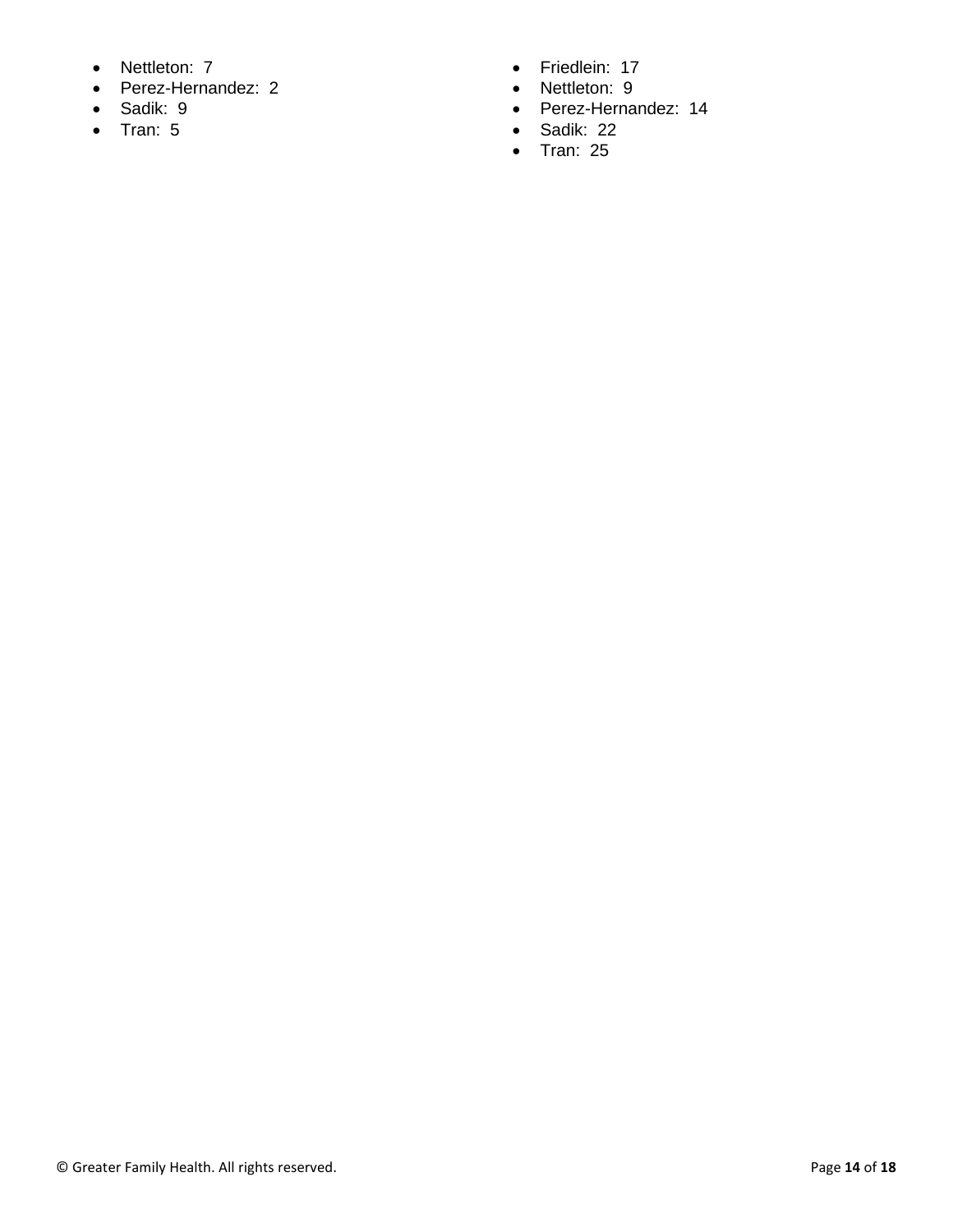- Nettleton: 7
- Perez-Hernandez: 2
- Sadik: 9
- Tran: 5

- Friedlein: 17
- Nettleton: 9
- Perez-Hernandez: 14
- Sadik: 22
- Tran: 25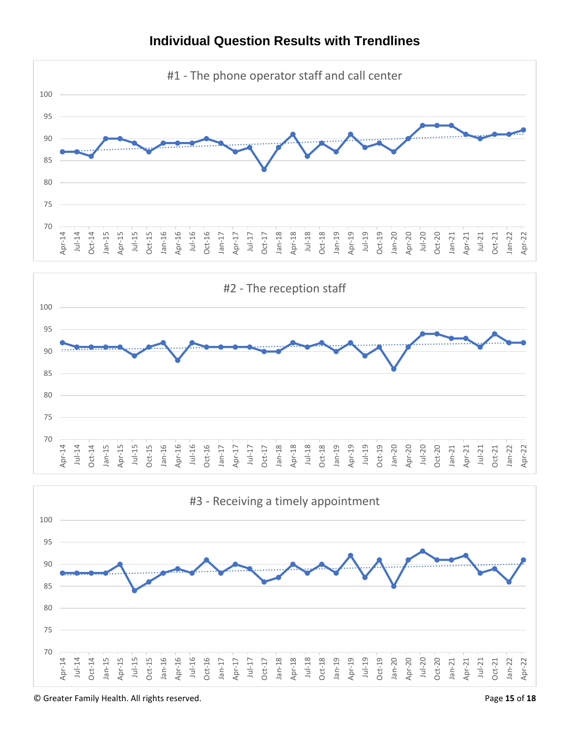## Individual Question Results with Trendlines

#1 - The phone operator staff and call center

#2 - The reception staff

#3 - Receiving a timely appointment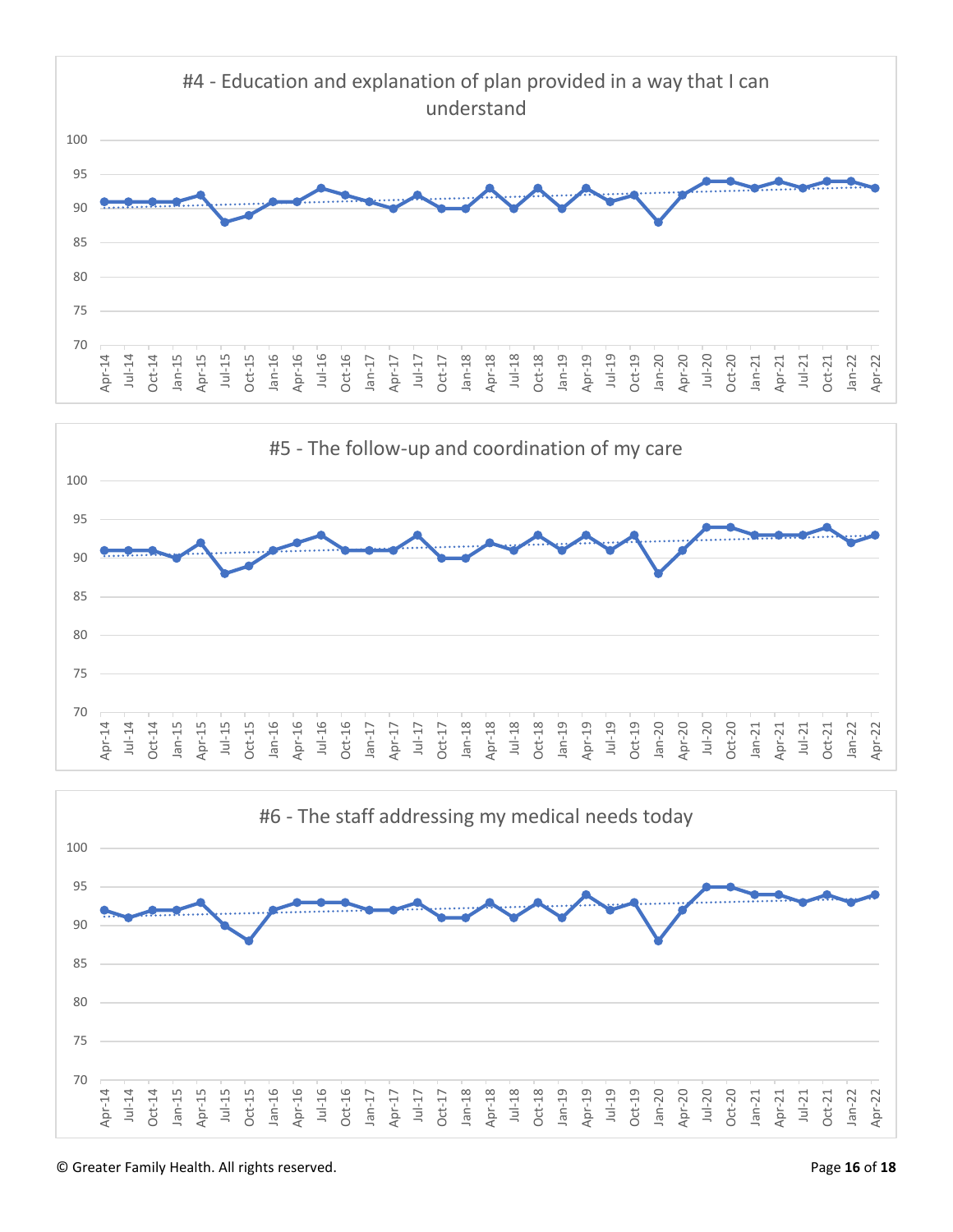#4 - Education and explanation of plan provided in a way that I can understand

#5 - The follow-up and coordination of my care

#6 - The staff addressing my medical needs today

© Greater Family Health. All rights reserved.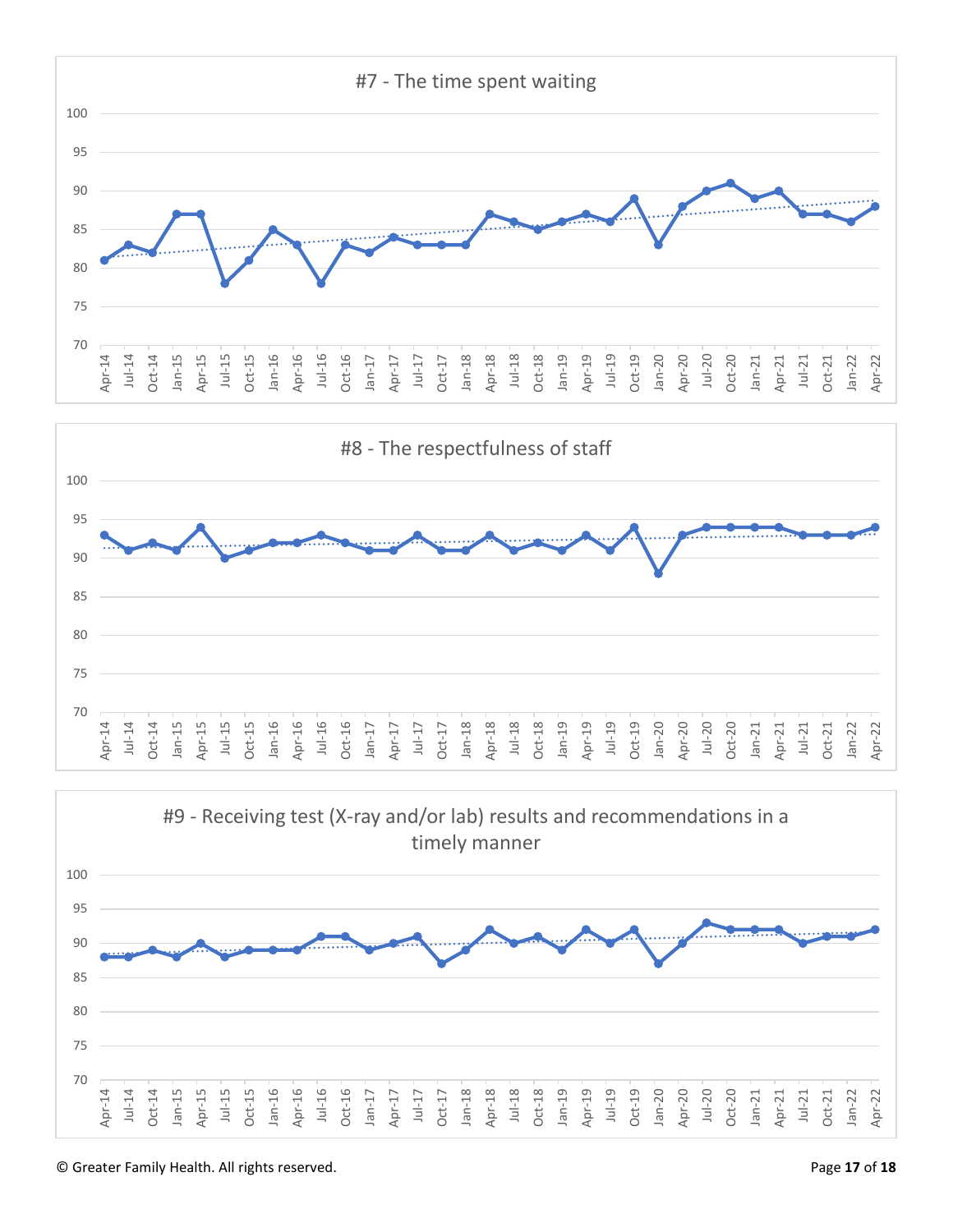#7 - The time spent waiting

#8 - The respectfulness of staff

#9 - Receiving test (X-ray and/or lab) results and recommendations in a timely manner

© Greater Family Health. All rights reserved.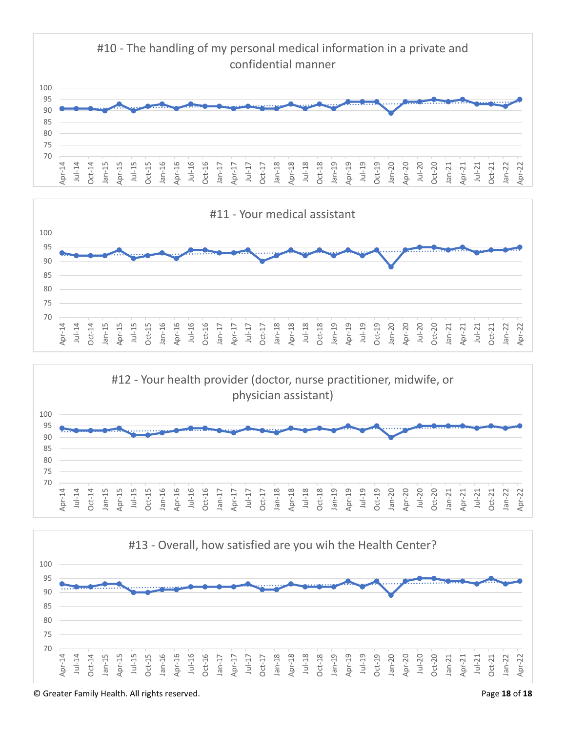#10 - The handling of my personal medical information in a private and confidential manner

100
95
90
85
80
75
70

Apr-14 Jul-14 Oct-14 Jan-15 Apr-15 Jul-15 Oct-15 Jan-16 Apr-16 Jul-16 Oct-16 Jan-17 Apr-17 Jul-17 Oct-17 Jan-18 Apr-18 Jul-18 Oct-18 Jan-19 Apr-19 Jul-19 Oct-19 Jan-20 Apr-20 Jul-20 Oct-20 Jan-21 Apr-21 Jul-21 Oct-21 Jan-22 Apr-22

#11 - Your medical assistant

100
95
90
85
80
75
70

Apr-14 Jul-14 Oct-14 Jan-15 Apr-15 Jul-15 Oct-15 Jan-16 Apr-16 Jul-16 Oct-16 Jan-17 Apr-17 Jul-17 Oct-17 Jan-18 Apr-18 Jul-18 Oct-18 Jan-19 Apr-19 Jul-19 Oct-19 Jan-20 Apr-20 Jul-20 Oct-20 Jan-21 Apr-21 Jul-21 Oct-21 Jan-22 Apr-22

#12 - Your health provider (doctor, nurse practitioner, midwife, or physician assistant)

100
95
90
85
80
75
70

Apr-14 Jul-14 Oct-14 Jan-15 Apr-15 Jul-15 Oct-15 Jan-16 Apr-16 Jul-16 Oct-16 Jan-17 Apr-17 Jul-17 Oct-17 Jan-18 Apr-18 Jul-18 Oct-18 Jan-19 Apr-19 Jul-19 Oct-19 Jan-20 Apr-20 Jul-20 Oct-20 Jan-21 Apr-21 Jul-21 Oct-21 Jan-22 Apr-22

#13 - Overall, how satisfied are you wih the Health Center?

100
95
90
85
80
75
70

Apr-14 Jul-14 Oct-14 Jan-15 Apr-15 Jul-15 Oct-15 Jan-16 Apr-16 Jul-16 Oct-16 Jan-17 Apr-17 Jul-17 Oct-17 Jan-18 Apr-18 Jul-18 Oct-18 Jan-19 Apr-19 Jul-19 Oct-19 Jan-20 Apr-20 Jul-20 Oct-20 Jan-21 Apr-21 Jul-21 Oct-21 Jan-22 Apr-22

© Greater Family Health. All rights reserved.